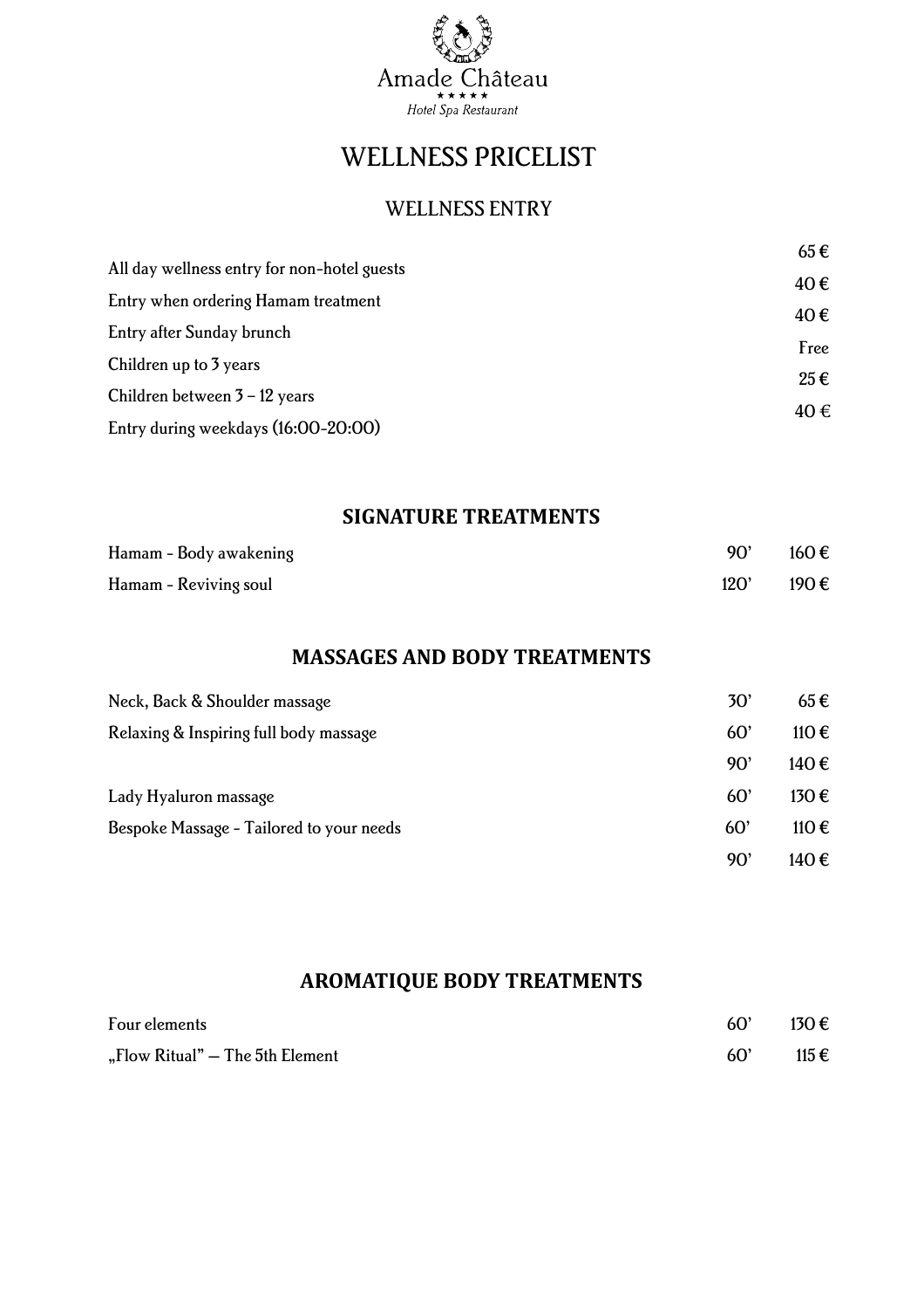Amade Château

★★★★★

*Hotel Spa Restaurant*

# WELLNESS PRICELIST

## WELLNESS ENTRY

| | |
|---|---|
| All day wellness entry for non-hotel guests | 65 € |
| Entry when ordering Hamam treatment | 40 € |
| Entry after Sunday brunch | 40 € |
| Children up to 3 years | Free |
| Children between 3 – 12 years | 25 € |
| Entry during weekdays (16:00-20:00) | 40 € |

## SIGNATURE TREATMENTS

| | | |
|---|---|---|
| Hamam - Body awakening | 90' | 160 € |
| Hamam - Reviving soul | 120' | 190 € |

## MASSAGES AND BODY TREATMENTS

| | | |
|---|---|---|
| Neck, Back & Shoulder massage | 30' | 65 € |
| Relaxing & Inspiring full body massage | 60' | 110 € |
| | 90' | 140 € |
| Lady Hyaluron massage | 60' | 130 € |
| Bespoke Massage - Tailored to your needs | 60' | 110 € |
| | 90' | 140 € |

## AROMATIQUE BODY TREATMENTS

| | | |
|---|---|---|
| Four elements | 60' | 130 € |
| „Flow Ritual" – The 5th Element | 60' | 115 € |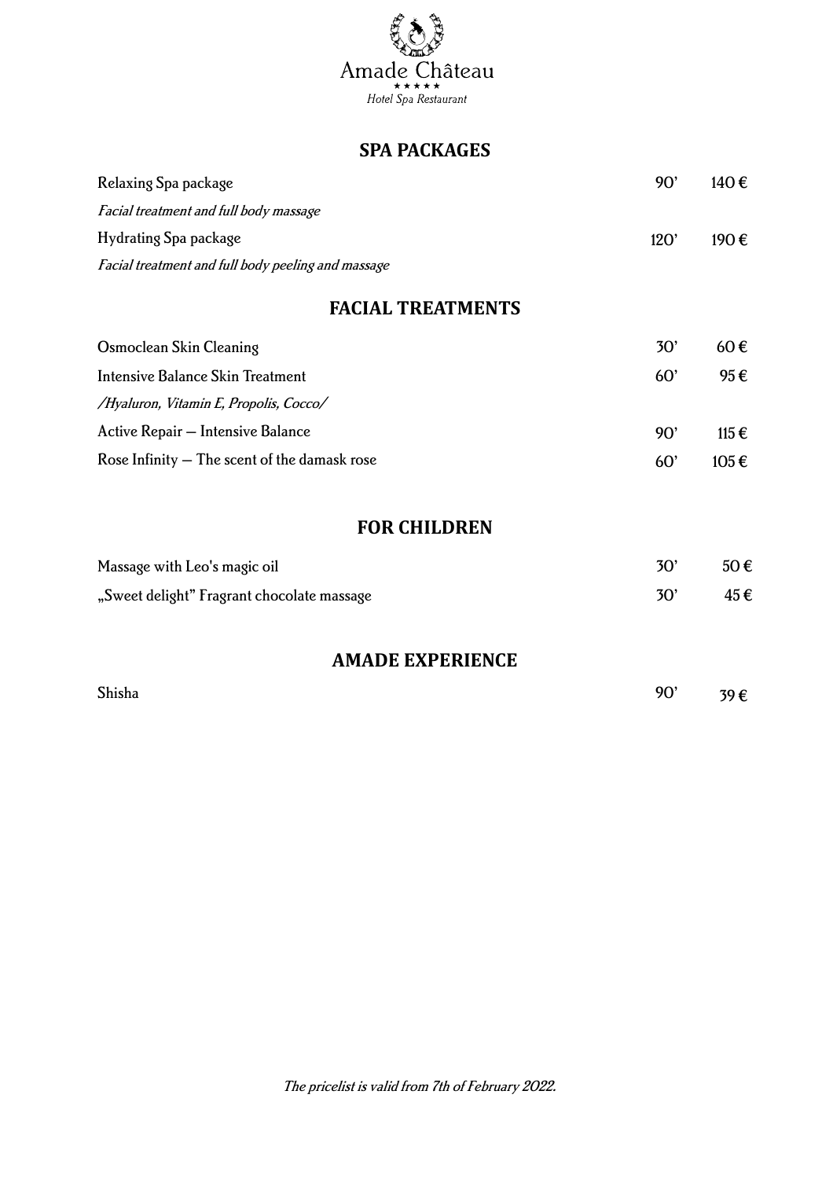Amade Château
★★★★★
*Hotel Spa Restaurant*

## SPA PACKAGES

| | | |
|---|---|---|
| Relaxing Spa package | 90’ | 140 € |
| *Facial treatment and full body massage* | | |
| Hydrating Spa package | 120’ | 190 € |
| *Facial treatment and full body peeling and massage* | | |

## FACIAL TREATMENTS

| | | |
|---|---|---|
| Osmoclean Skin Cleaning | 30’ | 60 € |
| Intensive Balance Skin Treatment | 60’ | 95 € |
| */Hyaluron, Vitamin E, Propolis, Cocco/* | | |
| Active Repair – Intensive Balance | 90’ | 115 € |
| Rose Infinity – The scent of the damask rose | 60’ | 105 € |

## FOR CHILDREN

| | | |
|---|---|---|
| Massage with Leo's magic oil | 30’ | 50 € |
| „Sweet delight” Fragrant chocolate massage | 30’ | 45 € |

## AMADE EXPERIENCE

| | | |
|---|---|---|
| Shisha | 90’ | 39 € |

*The pricelist is valid from 7th of February 2022.*